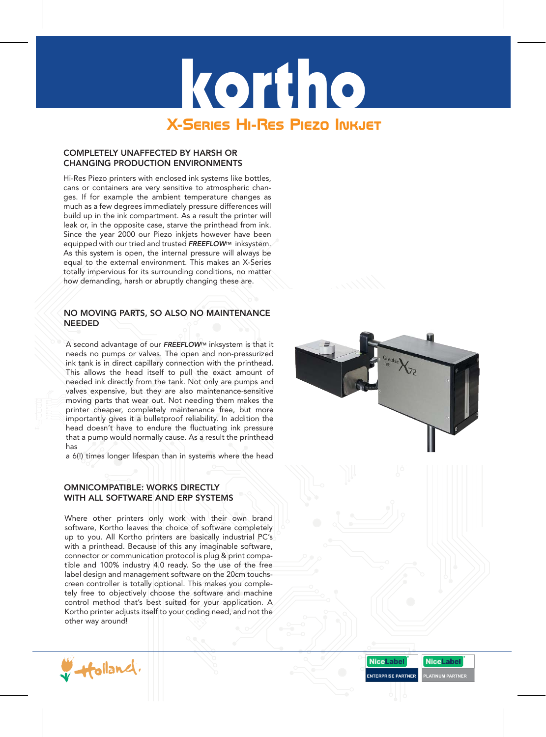# kortho

## X-Series Hi-Res Piezo Inkjet

### COMPLETELY UNAFFECTED BY HARSH OR CHANGING PRODUCTION ENVIRONMENTS

Hi-Res Piezo printers with enclosed ink systems like bottles, cans or containers are very sensitive to atmospheric changes. If for example the ambient temperature changes as much as a few degrees immediately pressure differences will build up in the ink compartment. As a result the printer will leak or, in the opposite case, starve the printhead from ink. Since the year 2000 our Piezo inkjets however have been equipped with our tried and trusted ***FREEFLOW***™ inksystem. As this system is open, the internal pressure will always be equal to the external environment. This makes an X-Series totally impervious for its surrounding conditions, no matter how demanding, harsh or abruptly changing these are.

### NO MOVING PARTS, SO ALSO NO MAINTENANCE NEEDED

A second advantage of our ***FREEFLOW***™ inksystem is that it needs no pumps or valves. The open and non-pressurized ink tank is in direct capillary connection with the printhead. This allows the head itself to pull the exact amount of needed ink directly from the tank. Not only are pumps and valves expensive, but they are also maintenance-sensitive moving parts that wear out. Not needing them makes the printer cheaper, completely maintenance free, but more importantly gives it a bulletproof reliability. In addition the head doesn't have to endure the fluctuating ink pressure that a pump would normally cause. As a result the printhead has
a 6(!) times longer lifespan than in systems where the head

### OMNICOMPATIBLE: WORKS DIRECTLY WITH ALL SOFTWARE AND ERP SYSTEMS

Where other printers only work with their own brand software, Kortho leaves the choice of software completely up to you. All Kortho printers are basically industrial PC's with a printhead. Because of this any imaginable software, connector or communication protocol is plug & print compatible and 100% industry 4.0 ready. So the use of the free label design and management software on the 20cm touchscreen controller is totally optional. This makes you completely free to objectively choose the software and machine control method that's best suited for your application. A Kortho printer adjusts itself to your coding need, and not the other way around!

Holland.

NiceLabel ENTERPRISE PARTNER

NiceLabel PLATINUM PARTNER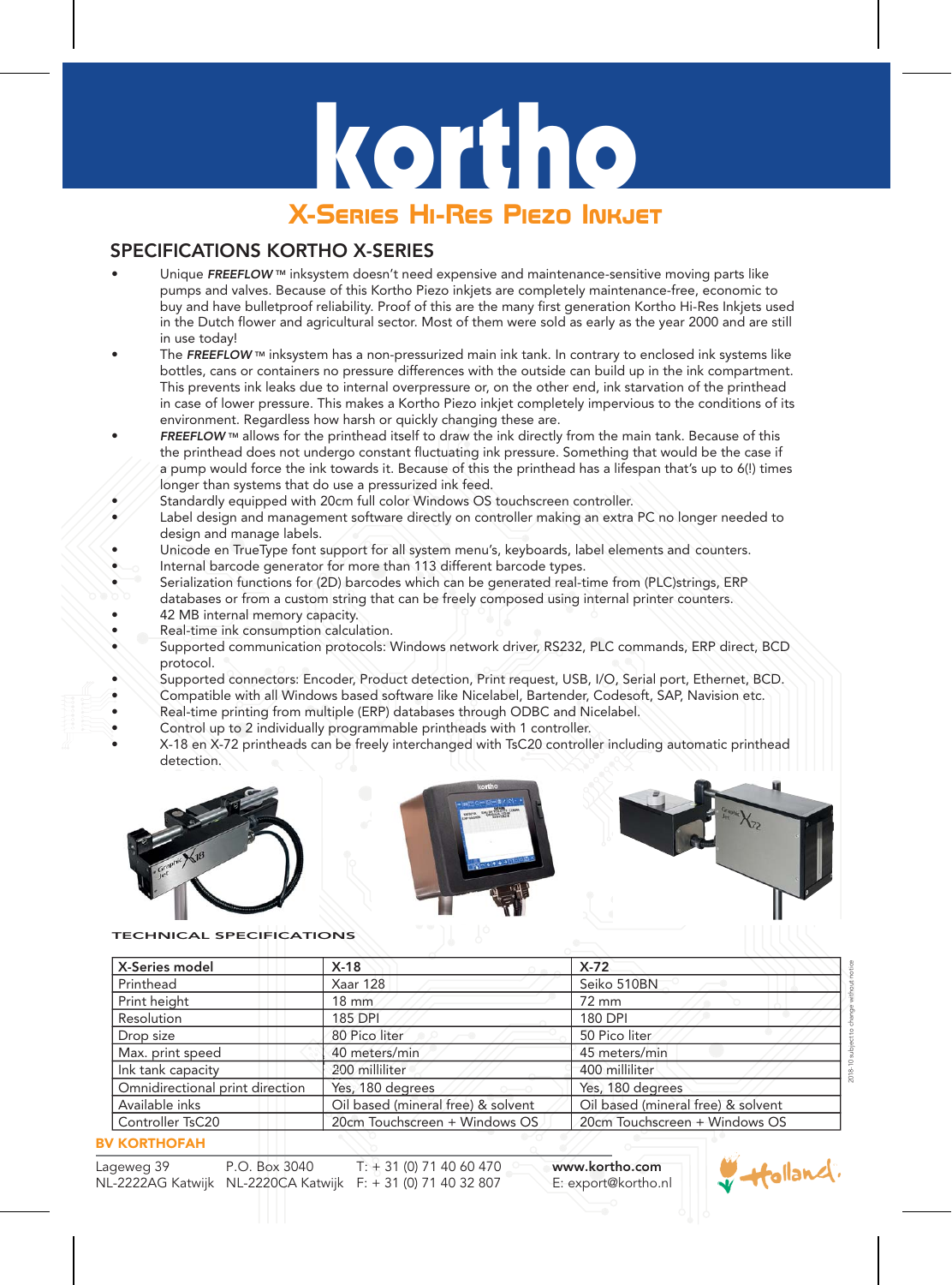# kortho

## X-Series Hi-Res Piezo Inkjet

## SPECIFICATIONS KORTHO X-SERIES

- Unique ***FREEFLOW***™ inksystem doesn't need expensive and maintenance-sensitive moving parts like pumps and valves. Because of this Kortho Piezo inkjets are completely maintenance-free, economic to buy and have bulletproof reliability. Proof of this are the many first generation Kortho Hi-Res Inkjets used in the Dutch flower and agricultural sector. Most of them were sold as early as the year 2000 and are still in use today!
- The ***FREEFLOW***™ inksystem has a non-pressurized main ink tank. In contrary to enclosed ink systems like bottles, cans or containers no pressure differences with the outside can build up in the ink compartment. This prevents ink leaks due to internal overpressure or, on the other end, ink starvation of the printhead in case of lower pressure. This makes a Kortho Piezo inkjet completely impervious to the conditions of its environment. Regardless how harsh or quickly changing these are.
- ***FREEFLOW***™ allows for the printhead itself to draw the ink directly from the main tank. Because of this the printhead does not undergo constant fluctuating ink pressure. Something that would be the case if a pump would force the ink towards it. Because of this the printhead has a lifespan that's up to 6(!) times longer than systems that do use a pressurized ink feed.
- Standardly equipped with 20cm full color Windows OS touchscreen controller.
- Label design and management software directly on controller making an extra PC no longer needed to design and manage labels.
- Unicode en TrueType font support for all system menu's, keyboards, label elements and counters.
- Internal barcode generator for more than 113 different barcode types.
- Serialization functions for (2D) barcodes which can be generated real-time from (PLC)strings, ERP databases or from a custom string that can be freely composed using internal printer counters.
- 42 MB internal memory capacity.
- Real-time ink consumption calculation.
- Supported communication protocols: Windows network driver, RS232, PLC commands, ERP direct, BCD protocol.
- Supported connectors: Encoder, Product detection, Print request, USB, I/O, Serial port, Ethernet, BCD.
- Compatible with all Windows based software like Nicelabel, Bartender, Codesoft, SAP, Navision etc.
- Real-time printing from multiple (ERP) databases through ODBC and Nicelabel.
- Control up to 2 individually programmable printheads with 1 controller.
- X-18 en X-72 printheads can be freely interchanged with TsC20 controller including automatic printhead detection.

### TECHNICAL SPECIFICATIONS

| X-Series model | X-18 | X-72 |
|---|---|---|
| Printhead | Xaar 128 | Seiko 510BN |
| Print height | 18 mm | 72 mm |
| Resolution | 185 DPI | 180 DPI |
| Drop size | 80 Pico liter | 50 Pico liter |
| Max. print speed | 40 meters/min | 45 meters/min |
| Ink tank capacity | 200 milliliter | 400 milliliter |
| Omnidirectional print direction | Yes, 180 degrees | Yes, 180 degrees |
| Available inks | Oil based (mineral free) & solvent | Oil based (mineral free) & solvent |
| Controller TsC20 | 20cm Touchscreen + Windows OS | 20cm Touchscreen + Windows OS |

2018-10 subject to change without notice

**BV KORTHOFAH**

Lageweg 39
NL-2222AG Katwijk

P.O. Box 3040
NL-2220CA Katwijk

T: + 31 (0) 71 40 60 470
F: + 31 (0) 71 40 32 807

**www.kortho.com**
E: export@kortho.nl

Holland.